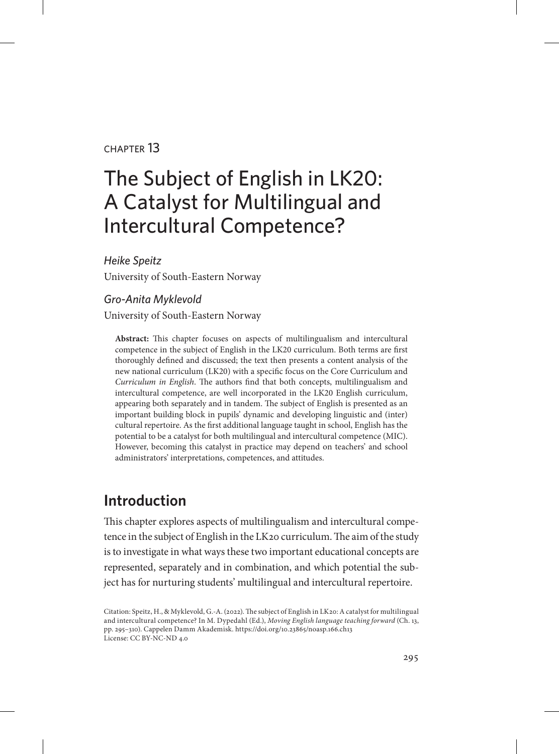CHAPTER 13

# The Subject of English in LK20: A Catalyst for Multilingual and Intercultural Competence?

*Heike Speitz*

University of South-Eastern Norway

*Gro-Anita Myklevold*

University of South-Eastern Norway

**Abstract:** This chapter focuses on aspects of multilingualism and intercultural competence in the subject of English in the LK20 curriculum. Both terms are first thoroughly defined and discussed; the text then presents a content analysis of the new national curriculum (LK20) with a specific focus on the Core Curriculum and *Curriculum in English*. The authors find that both concepts, multilingualism and intercultural competence, are well incorporated in the LK20 English curriculum, appearing both separately and in tandem. The subject of English is presented as an important building block in pupils' dynamic and developing linguistic and (inter) cultural repertoire. As the first additional language taught in school, English has the potential to be a catalyst for both multilingual and intercultural competence (MIC). However, becoming this catalyst in practice may depend on teachers' and school administrators' interpretations, competences, and attitudes.

## Introduction

This chapter explores aspects of multilingualism and intercultural competence in the subject of English in the LK20 curriculum. The aim of the study is to investigate in what ways these two important educational concepts are represented, separately and in combination, and which potential the subject has for nurturing students' multilingual and intercultural repertoire.

Citation: Speitz, H., & Myklevold, G.-A. (2022). The subject of English in LK20: A catalyst for multilingual and intercultural competence? In M. Dypedahl (Ed.), *Moving English language teaching forward* (Ch. 13, pp. 295–310). Cappelen Damm Akademisk. https://doi.org/10.23865/noasp.166.ch13
License: CC BY-NC-ND 4.0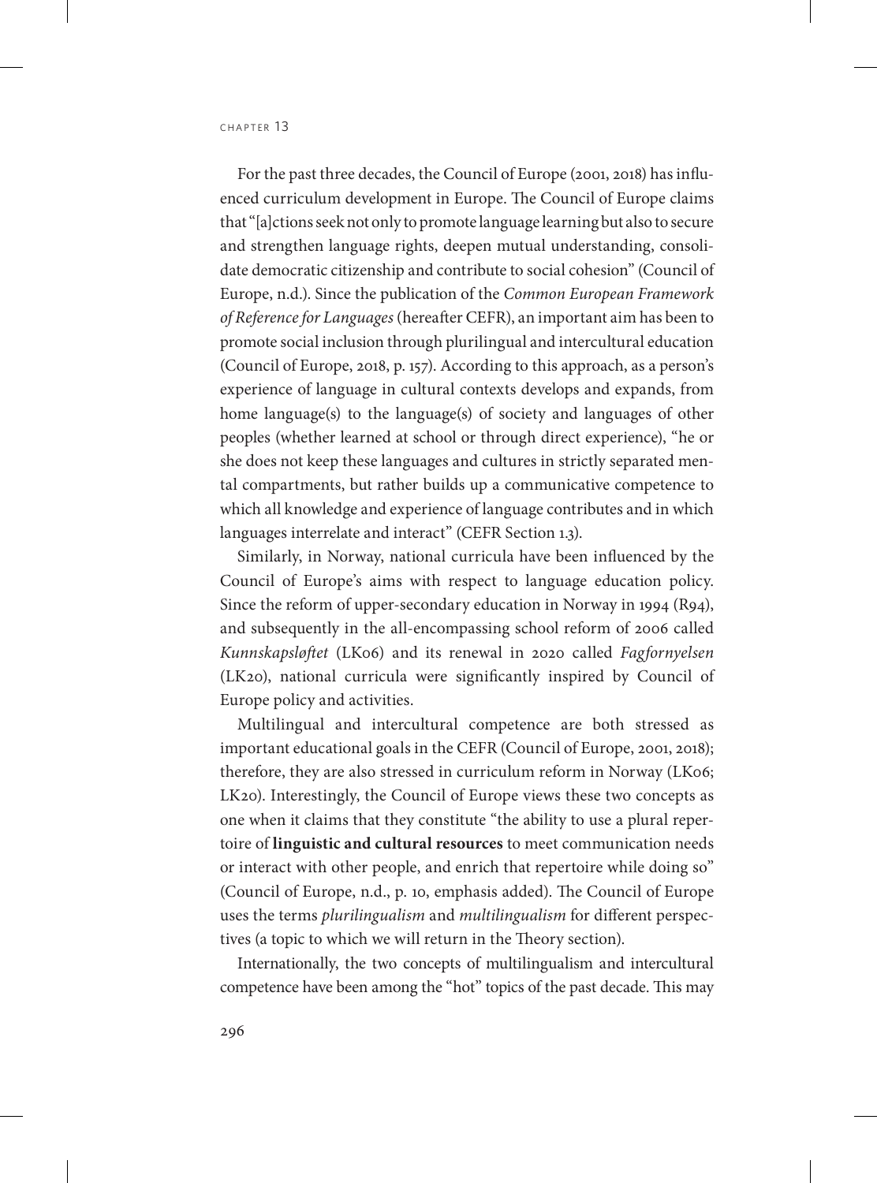For the past three decades, the Council of Europe (2001, 2018) has influenced curriculum development in Europe. The Council of Europe claims that "[a]ctions seek not only to promote language learning but also to secure and strengthen language rights, deepen mutual understanding, consolidate democratic citizenship and contribute to social cohesion" (Council of Europe, n.d.). Since the publication of the *Common European Framework of Reference for Languages* (hereafter CEFR), an important aim has been to promote social inclusion through plurilingual and intercultural education (Council of Europe, 2018, p. 157). According to this approach, as a person's experience of language in cultural contexts develops and expands, from home language(s) to the language(s) of society and languages of other peoples (whether learned at school or through direct experience), "he or she does not keep these languages and cultures in strictly separated mental compartments, but rather builds up a communicative competence to which all knowledge and experience of language contributes and in which languages interrelate and interact" (CEFR Section 1.3).

Similarly, in Norway, national curricula have been influenced by the Council of Europe's aims with respect to language education policy. Since the reform of upper-secondary education in Norway in 1994 (R94), and subsequently in the all-encompassing school reform of 2006 called *Kunnskapsløftet* (LK06) and its renewal in 2020 called *Fagfornyelsen* (LK20), national curricula were significantly inspired by Council of Europe policy and activities.

Multilingual and intercultural competence are both stressed as important educational goals in the CEFR (Council of Europe, 2001, 2018); therefore, they are also stressed in curriculum reform in Norway (LK06; LK20). Interestingly, the Council of Europe views these two concepts as one when it claims that they constitute "the ability to use a plural repertoire of **linguistic and cultural resources** to meet communication needs or interact with other people, and enrich that repertoire while doing so" (Council of Europe, n.d., p. 10, emphasis added). The Council of Europe uses the terms *plurilingualism* and *multilingualism* for different perspectives (a topic to which we will return in the Theory section).

Internationally, the two concepts of multilingualism and intercultural competence have been among the "hot" topics of the past decade. This may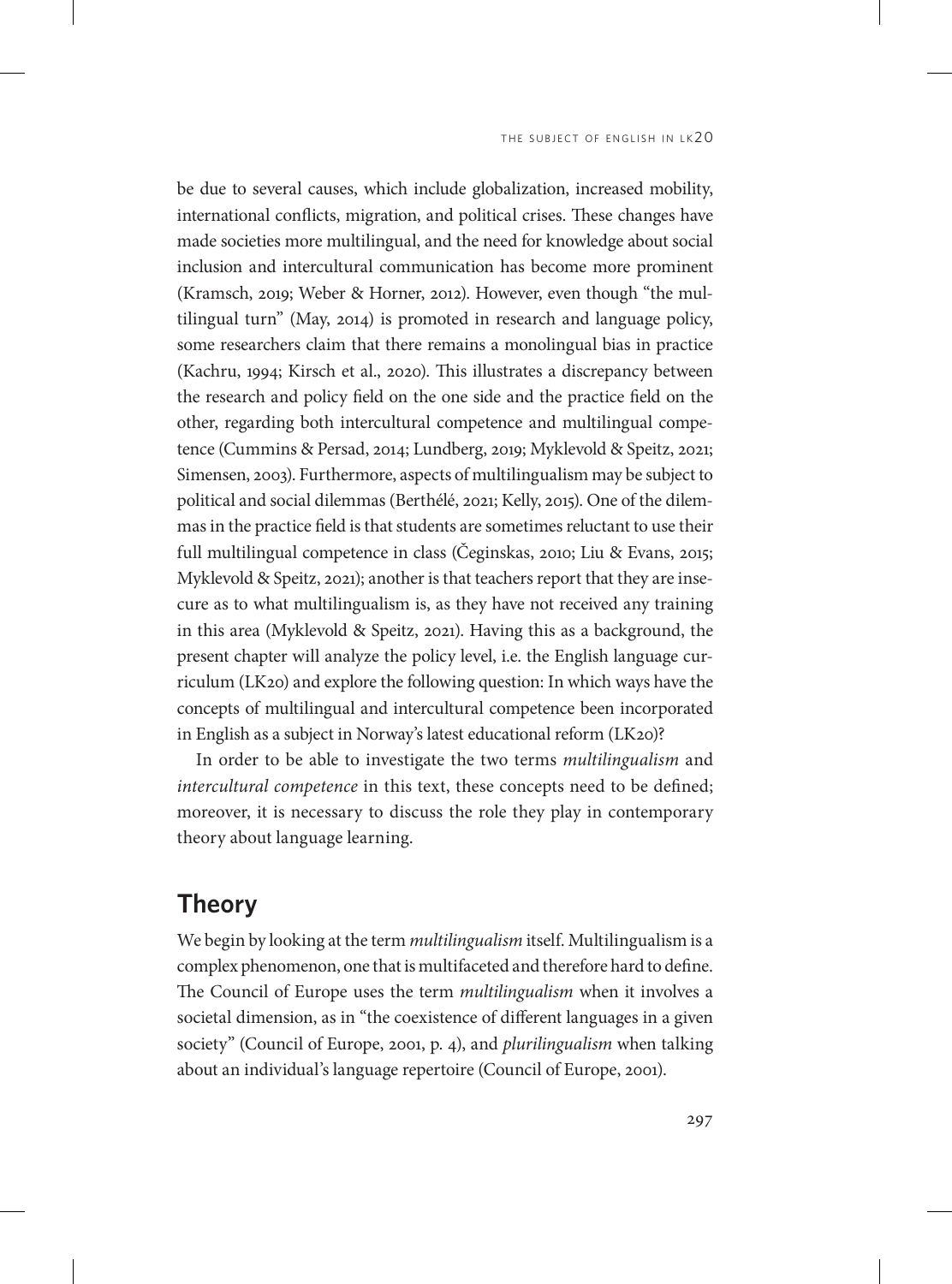be due to several causes, which include globalization, increased mobility, international conflicts, migration, and political crises. These changes have made societies more multilingual, and the need for knowledge about social inclusion and intercultural communication has become more prominent (Kramsch, 2019; Weber & Horner, 2012). However, even though "the multilingual turn" (May, 2014) is promoted in research and language policy, some researchers claim that there remains a monolingual bias in practice (Kachru, 1994; Kirsch et al., 2020). This illustrates a discrepancy between the research and policy field on the one side and the practice field on the other, regarding both intercultural competence and multilingual competence (Cummins & Persad, 2014; Lundberg, 2019; Myklevold & Speitz, 2021; Simensen, 2003). Furthermore, aspects of multilingualism may be subject to political and social dilemmas (Berthélé, 2021; Kelly, 2015). One of the dilemmas in the practice field is that students are sometimes reluctant to use their full multilingual competence in class (Čeginskas, 2010; Liu & Evans, 2015; Myklevold & Speitz, 2021); another is that teachers report that they are insecure as to what multilingualism is, as they have not received any training in this area (Myklevold & Speitz, 2021). Having this as a background, the present chapter will analyze the policy level, i.e. the English language curriculum (LK20) and explore the following question: In which ways have the concepts of multilingual and intercultural competence been incorporated in English as a subject in Norway's latest educational reform (LK20)?

In order to be able to investigate the two terms *multilingualism* and *intercultural competence* in this text, these concepts need to be defined; moreover, it is necessary to discuss the role they play in contemporary theory about language learning.

## Theory

We begin by looking at the term *multilingualism* itself. Multilingualism is a complex phenomenon, one that is multifaceted and therefore hard to define. The Council of Europe uses the term *multilingualism* when it involves a societal dimension, as in "the coexistence of different languages in a given society" (Council of Europe, 2001, p. 4), and *plurilingualism* when talking about an individual's language repertoire (Council of Europe, 2001).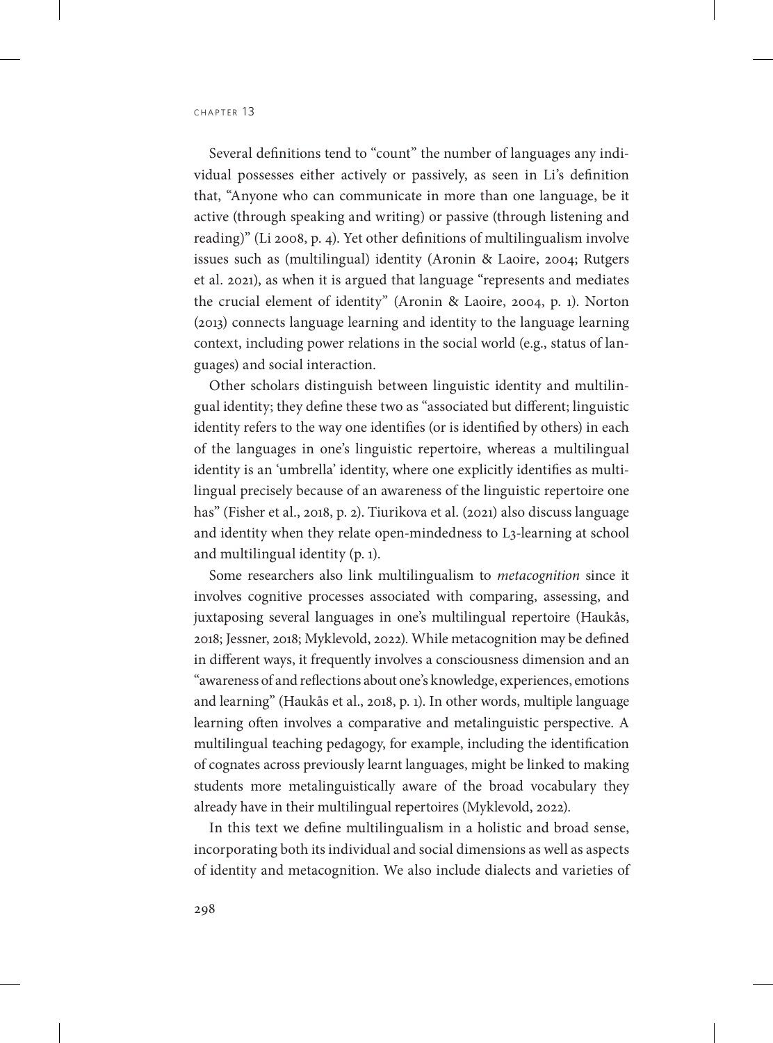Several definitions tend to "count" the number of languages any individual possesses either actively or passively, as seen in Li's definition that, "Anyone who can communicate in more than one language, be it active (through speaking and writing) or passive (through listening and reading)" (Li 2008, p. 4). Yet other definitions of multilingualism involve issues such as (multilingual) identity (Aronin & Laoire, 2004; Rutgers et al. 2021), as when it is argued that language "represents and mediates the crucial element of identity" (Aronin & Laoire, 2004, p. 1). Norton (2013) connects language learning and identity to the language learning context, including power relations in the social world (e.g., status of languages) and social interaction.

Other scholars distinguish between linguistic identity and multilingual identity; they define these two as "associated but different; linguistic identity refers to the way one identifies (or is identified by others) in each of the languages in one's linguistic repertoire, whereas a multilingual identity is an 'umbrella' identity, where one explicitly identifies as multilingual precisely because of an awareness of the linguistic repertoire one has" (Fisher et al., 2018, p. 2). Tiurikova et al. (2021) also discuss language and identity when they relate open-mindedness to L3-learning at school and multilingual identity (p. 1).

Some researchers also link multilingualism to *metacognition* since it involves cognitive processes associated with comparing, assessing, and juxtaposing several languages in one's multilingual repertoire (Haukås, 2018; Jessner, 2018; Myklevold, 2022). While metacognition may be defined in different ways, it frequently involves a consciousness dimension and an "awareness of and reflections about one's knowledge, experiences, emotions and learning" (Haukås et al., 2018, p. 1). In other words, multiple language learning often involves a comparative and metalinguistic perspective. A multilingual teaching pedagogy, for example, including the identification of cognates across previously learnt languages, might be linked to making students more metalinguistically aware of the broad vocabulary they already have in their multilingual repertoires (Myklevold, 2022).

In this text we define multilingualism in a holistic and broad sense, incorporating both its individual and social dimensions as well as aspects of identity and metacognition. We also include dialects and varieties of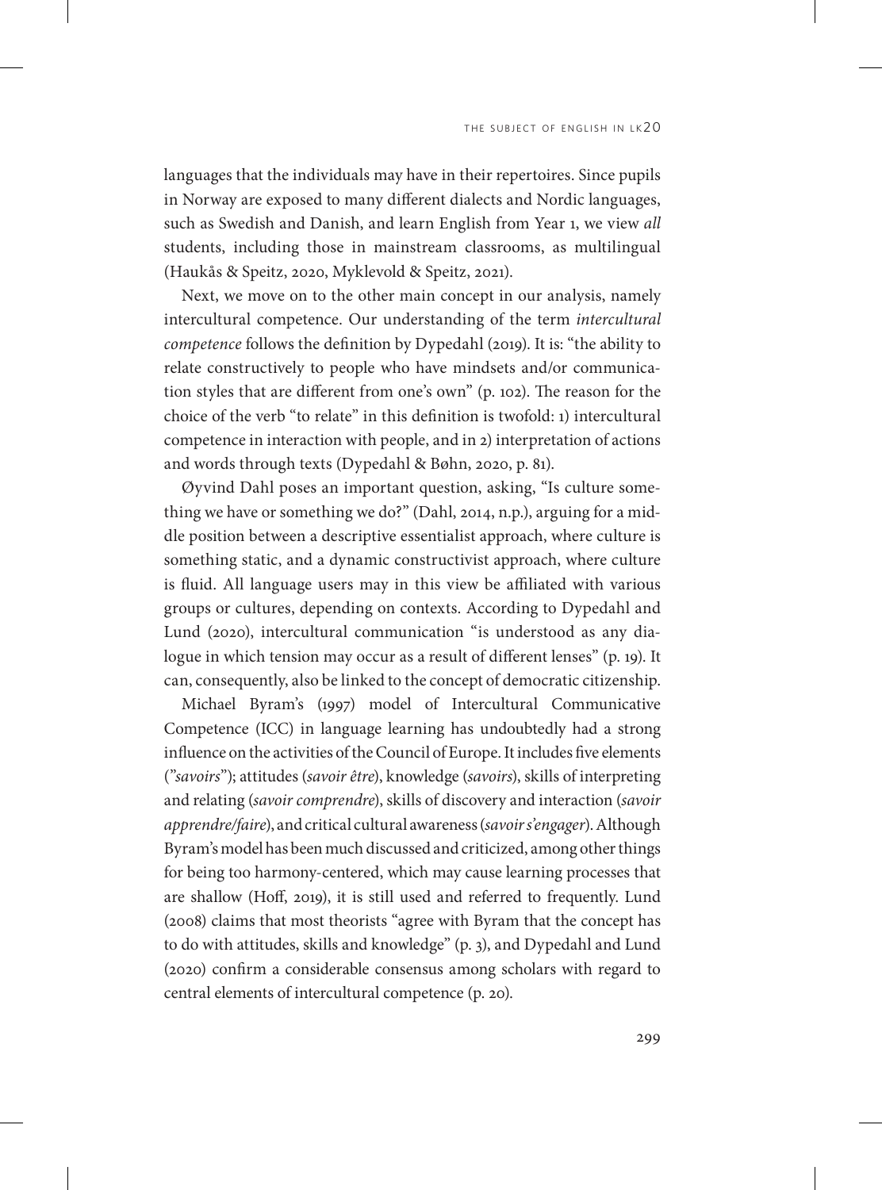languages that the individuals may have in their repertoires. Since pupils in Norway are exposed to many different dialects and Nordic languages, such as Swedish and Danish, and learn English from Year 1, we view *all* students, including those in mainstream classrooms, as multilingual (Haukås & Speitz, 2020, Myklevold & Speitz, 2021).

Next, we move on to the other main concept in our analysis, namely intercultural competence. Our understanding of the term *intercultural competence* follows the definition by Dypedahl (2019). It is: "the ability to relate constructively to people who have mindsets and/or communication styles that are different from one's own" (p. 102). The reason for the choice of the verb "to relate" in this definition is twofold: 1) intercultural competence in interaction with people, and in 2) interpretation of actions and words through texts (Dypedahl & Bøhn, 2020, p. 81).

Øyvind Dahl poses an important question, asking, "Is culture something we have or something we do?" (Dahl, 2014, n.p.), arguing for a middle position between a descriptive essentialist approach, where culture is something static, and a dynamic constructivist approach, where culture is fluid. All language users may in this view be affiliated with various groups or cultures, depending on contexts. According to Dypedahl and Lund (2020), intercultural communication "is understood as any dialogue in which tension may occur as a result of different lenses" (p. 19). It can, consequently, also be linked to the concept of democratic citizenship.

Michael Byram's (1997) model of Intercultural Communicative Competence (ICC) in language learning has undoubtedly had a strong influence on the activities of the Council of Europe. It includes five elements ("*savoirs*"); attitudes (*savoir être*), knowledge (*savoirs*), skills of interpreting and relating (*savoir comprendre*), skills of discovery and interaction (*savoir apprendre/faire*), and critical cultural awareness (*savoir s'engager*). Although Byram's model has been much discussed and criticized, among other things for being too harmony-centered, which may cause learning processes that are shallow (Hoff, 2019), it is still used and referred to frequently. Lund (2008) claims that most theorists "agree with Byram that the concept has to do with attitudes, skills and knowledge" (p. 3), and Dypedahl and Lund (2020) confirm a considerable consensus among scholars with regard to central elements of intercultural competence (p. 20).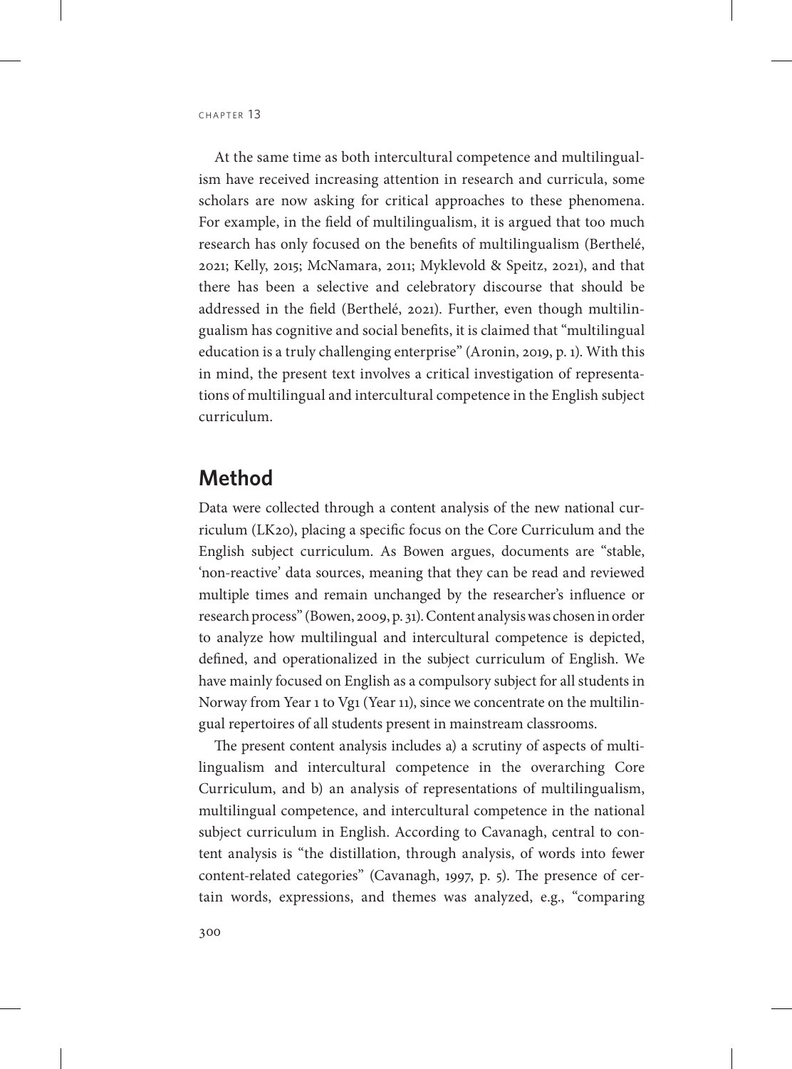At the same time as both intercultural competence and multilingualism have received increasing attention in research and curricula, some scholars are now asking for critical approaches to these phenomena. For example, in the field of multilingualism, it is argued that too much research has only focused on the benefits of multilingualism (Berthelé, 2021; Kelly, 2015; McNamara, 2011; Myklevold & Speitz, 2021), and that there has been a selective and celebratory discourse that should be addressed in the field (Berthelé, 2021). Further, even though multilingualism has cognitive and social benefits, it is claimed that "multilingual education is a truly challenging enterprise" (Aronin, 2019, p. 1). With this in mind, the present text involves a critical investigation of representations of multilingual and intercultural competence in the English subject curriculum.

## Method

Data were collected through a content analysis of the new national curriculum (LK20), placing a specific focus on the Core Curriculum and the English subject curriculum. As Bowen argues, documents are "stable, 'non-reactive' data sources, meaning that they can be read and reviewed multiple times and remain unchanged by the researcher's influence or research process" (Bowen, 2009, p. 31). Content analysis was chosen in order to analyze how multilingual and intercultural competence is depicted, defined, and operationalized in the subject curriculum of English. We have mainly focused on English as a compulsory subject for all students in Norway from Year 1 to Vg1 (Year 11), since we concentrate on the multilingual repertoires of all students present in mainstream classrooms.

The present content analysis includes a) a scrutiny of aspects of multilingualism and intercultural competence in the overarching Core Curriculum, and b) an analysis of representations of multilingualism, multilingual competence, and intercultural competence in the national subject curriculum in English. According to Cavanagh, central to content analysis is "the distillation, through analysis, of words into fewer content-related categories" (Cavanagh, 1997, p. 5). The presence of certain words, expressions, and themes was analyzed, e.g., "comparing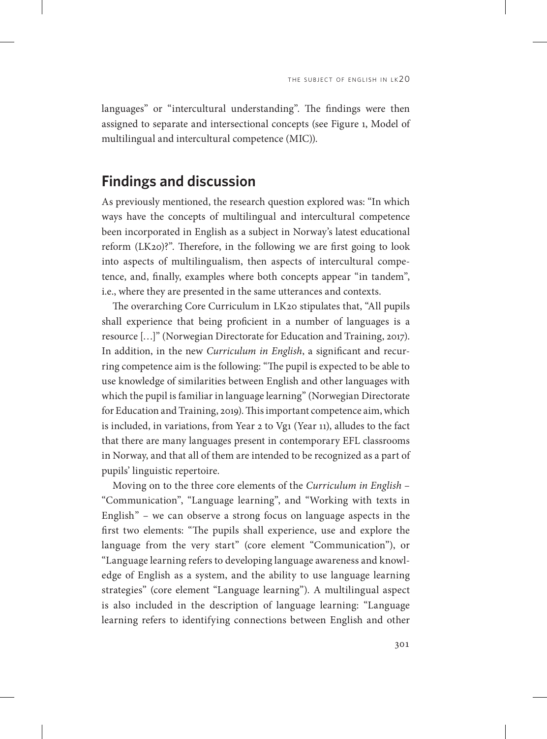languages" or "intercultural understanding". The findings were then assigned to separate and intersectional concepts (see Figure 1, Model of multilingual and intercultural competence (MIC)).

## Findings and discussion

As previously mentioned, the research question explored was: "In which ways have the concepts of multilingual and intercultural competence been incorporated in English as a subject in Norway's latest educational reform (LK20)?". Therefore, in the following we are first going to look into aspects of multilingualism, then aspects of intercultural competence, and, finally, examples where both concepts appear "in tandem", i.e., where they are presented in the same utterances and contexts.

The overarching Core Curriculum in LK20 stipulates that, "All pupils shall experience that being proficient in a number of languages is a resource […]" (Norwegian Directorate for Education and Training, 2017). In addition, in the new *Curriculum in English*, a significant and recurring competence aim is the following: "The pupil is expected to be able to use knowledge of similarities between English and other languages with which the pupil is familiar in language learning" (Norwegian Directorate for Education and Training, 2019). This important competence aim, which is included, in variations, from Year 2 to Vg1 (Year 11), alludes to the fact that there are many languages present in contemporary EFL classrooms in Norway, and that all of them are intended to be recognized as a part of pupils' linguistic repertoire.

Moving on to the three core elements of the *Curriculum in English* – "Communication", "Language learning", and "Working with texts in English" – we can observe a strong focus on language aspects in the first two elements: "The pupils shall experience, use and explore the language from the very start" (core element "Communication"), or "Language learning refers to developing language awareness and knowledge of English as a system, and the ability to use language learning strategies" (core element "Language learning"). A multilingual aspect is also included in the description of language learning: "Language learning refers to identifying connections between English and other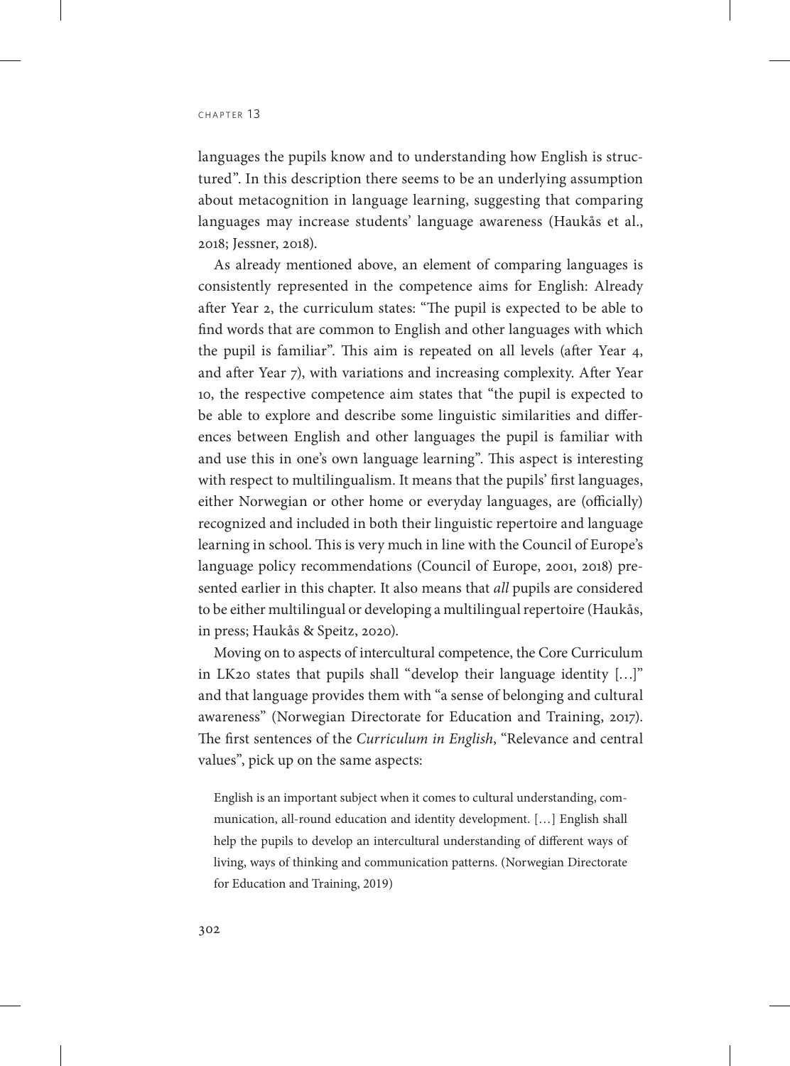languages the pupils know and to understanding how English is structured". In this description there seems to be an underlying assumption about metacognition in language learning, suggesting that comparing languages may increase students' language awareness (Haukås et al., 2018; Jessner, 2018).

As already mentioned above, an element of comparing languages is consistently represented in the competence aims for English: Already after Year 2, the curriculum states: "The pupil is expected to be able to find words that are common to English and other languages with which the pupil is familiar". This aim is repeated on all levels (after Year 4, and after Year 7), with variations and increasing complexity. After Year 10, the respective competence aim states that "the pupil is expected to be able to explore and describe some linguistic similarities and differences between English and other languages the pupil is familiar with and use this in one's own language learning". This aspect is interesting with respect to multilingualism. It means that the pupils' first languages, either Norwegian or other home or everyday languages, are (officially) recognized and included in both their linguistic repertoire and language learning in school. This is very much in line with the Council of Europe's language policy recommendations (Council of Europe, 2001, 2018) presented earlier in this chapter. It also means that *all* pupils are considered to be either multilingual or developing a multilingual repertoire (Haukås, in press; Haukås & Speitz, 2020).

Moving on to aspects of intercultural competence, the Core Curriculum in LK20 states that pupils shall "develop their language identity […]" and that language provides them with "a sense of belonging and cultural awareness" (Norwegian Directorate for Education and Training, 2017). The first sentences of the *Curriculum in English*, "Relevance and central values", pick up on the same aspects:

> English is an important subject when it comes to cultural understanding, communication, all-round education and identity development. […] English shall help the pupils to develop an intercultural understanding of different ways of living, ways of thinking and communication patterns. (Norwegian Directorate for Education and Training, 2019)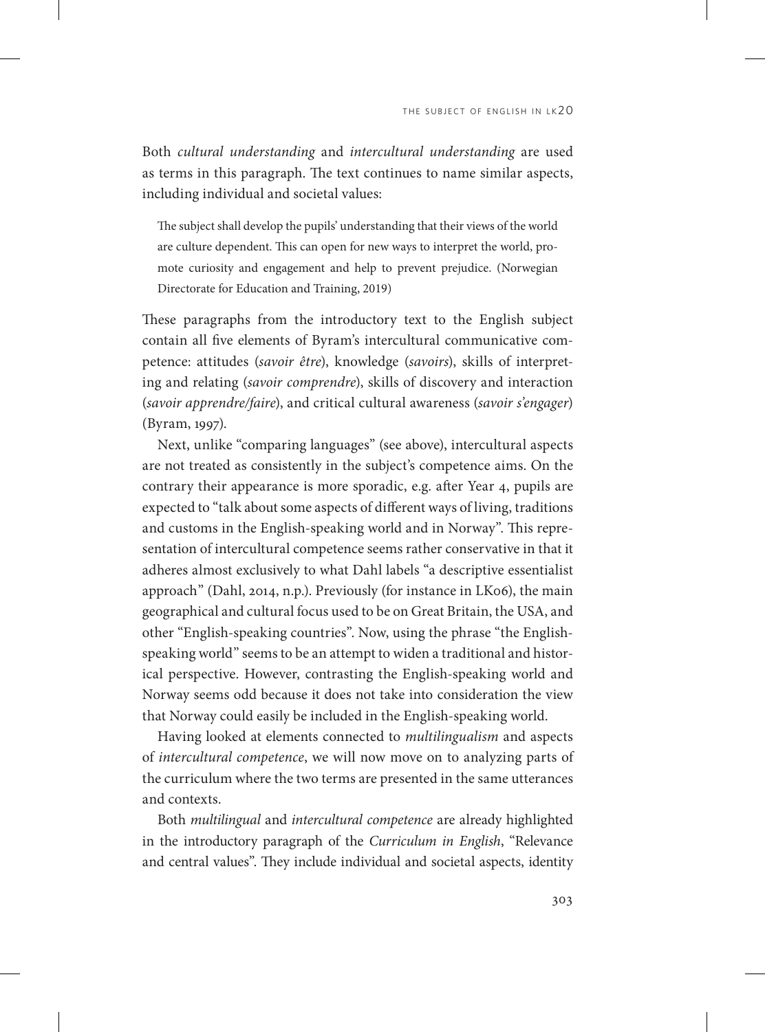Both *cultural understanding* and *intercultural understanding* are used as terms in this paragraph. The text continues to name similar aspects, including individual and societal values:

> The subject shall develop the pupils' understanding that their views of the world are culture dependent. This can open for new ways to interpret the world, promote curiosity and engagement and help to prevent prejudice. (Norwegian Directorate for Education and Training, 2019)

These paragraphs from the introductory text to the English subject contain all five elements of Byram's intercultural communicative competence: attitudes (*savoir être*), knowledge (*savoirs*), skills of interpreting and relating (*savoir comprendre*), skills of discovery and interaction (*savoir apprendre/faire*), and critical cultural awareness (*savoir s'engager*) (Byram, 1997).

Next, unlike "comparing languages" (see above), intercultural aspects are not treated as consistently in the subject's competence aims. On the contrary their appearance is more sporadic, e.g. after Year 4, pupils are expected to "talk about some aspects of different ways of living, traditions and customs in the English-speaking world and in Norway". This representation of intercultural competence seems rather conservative in that it adheres almost exclusively to what Dahl labels "a descriptive essentialist approach" (Dahl, 2014, n.p.). Previously (for instance in LK06), the main geographical and cultural focus used to be on Great Britain, the USA, and other "English-speaking countries". Now, using the phrase "the English-speaking world" seems to be an attempt to widen a traditional and historical perspective. However, contrasting the English-speaking world and Norway seems odd because it does not take into consideration the view that Norway could easily be included in the English-speaking world.

Having looked at elements connected to *multilingualism* and aspects of *intercultural competence*, we will now move on to analyzing parts of the curriculum where the two terms are presented in the same utterances and contexts.

Both *multilingual* and *intercultural competence* are already highlighted in the introductory paragraph of the *Curriculum in English*, "Relevance and central values". They include individual and societal aspects, identity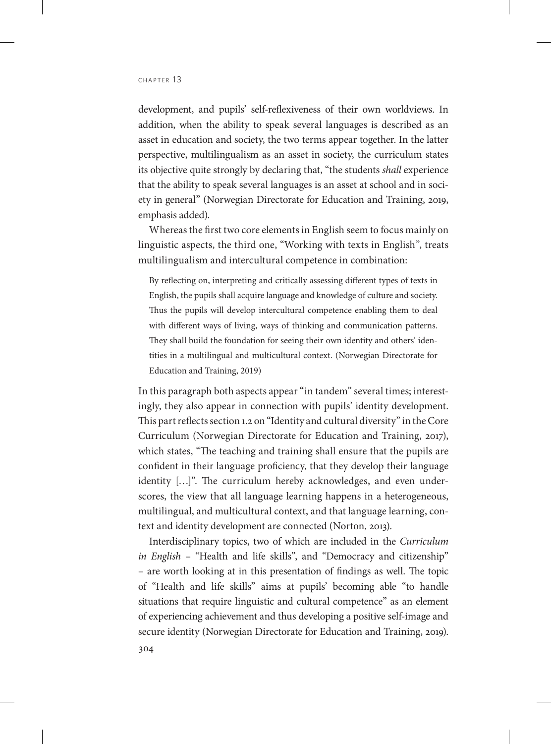development, and pupils' self-reflexiveness of their own worldviews. In addition, when the ability to speak several languages is described as an asset in education and society, the two terms appear together. In the latter perspective, multilingualism as an asset in society, the curriculum states its objective quite strongly by declaring that, "the students *shall* experience that the ability to speak several languages is an asset at school and in society in general" (Norwegian Directorate for Education and Training, 2019, emphasis added).

Whereas the first two core elements in English seem to focus mainly on linguistic aspects, the third one, "Working with texts in English", treats multilingualism and intercultural competence in combination:

> By reflecting on, interpreting and critically assessing different types of texts in English, the pupils shall acquire language and knowledge of culture and society. Thus the pupils will develop intercultural competence enabling them to deal with different ways of living, ways of thinking and communication patterns. They shall build the foundation for seeing their own identity and others' identities in a multilingual and multicultural context. (Norwegian Directorate for Education and Training, 2019)

In this paragraph both aspects appear "in tandem" several times; interestingly, they also appear in connection with pupils' identity development. This part reflects section 1.2 on "Identity and cultural diversity" in the Core Curriculum (Norwegian Directorate for Education and Training, 2017), which states, "The teaching and training shall ensure that the pupils are confident in their language proficiency, that they develop their language identity […]". The curriculum hereby acknowledges, and even underscores, the view that all language learning happens in a heterogeneous, multilingual, and multicultural context, and that language learning, context and identity development are connected (Norton, 2013).

Interdisciplinary topics, two of which are included in the *Curriculum in English* – "Health and life skills", and "Democracy and citizenship" – are worth looking at in this presentation of findings as well. The topic of "Health and life skills" aims at pupils' becoming able "to handle situations that require linguistic and cultural competence" as an element of experiencing achievement and thus developing a positive self-image and secure identity (Norwegian Directorate for Education and Training, 2019).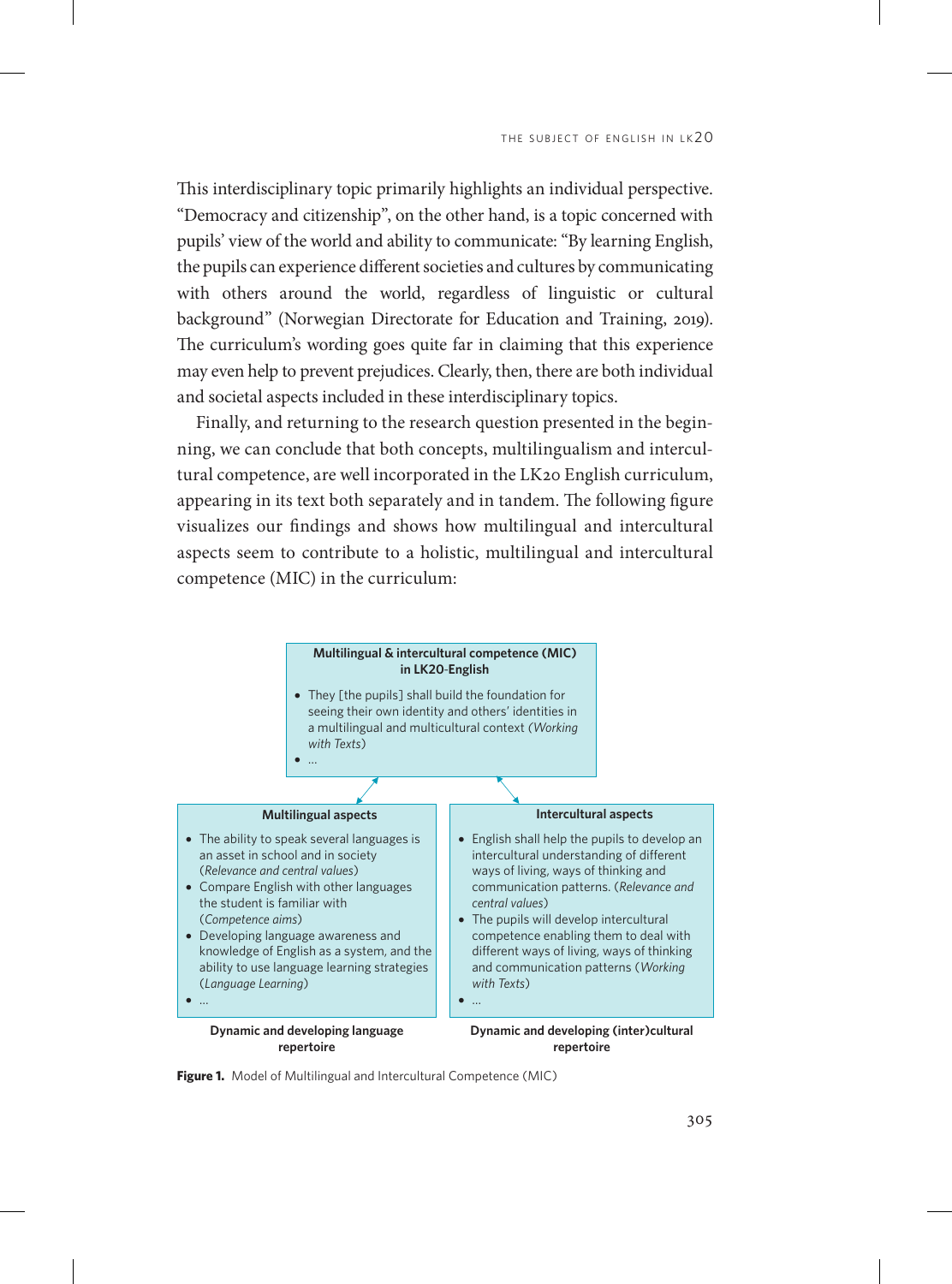This interdisciplinary topic primarily highlights an individual perspective. "Democracy and citizenship", on the other hand, is a topic concerned with pupils' view of the world and ability to communicate: "By learning English, the pupils can experience different societies and cultures by communicating with others around the world, regardless of linguistic or cultural background" (Norwegian Directorate for Education and Training, 2019). The curriculum's wording goes quite far in claiming that this experience may even help to prevent prejudices. Clearly, then, there are both individual and societal aspects included in these interdisciplinary topics.

Finally, and returning to the research question presented in the beginning, we can conclude that both concepts, multilingualism and intercultural competence, are well incorporated in the LK20 English curriculum, appearing in its text both separately and in tandem. The following figure visualizes our findings and shows how multilingual and intercultural aspects seem to contribute to a holistic, multilingual and intercultural competence (MIC) in the curriculum:

**Multilingual & intercultural competence (MIC) in LK20-English**

- They [the pupils] shall build the foundation for seeing their own identity and others' identities in a multilingual and multicultural context (*Working with Texts*)
- ...

**Multilingual aspects**

- The ability to speak several languages is an asset in school and in society (*Relevance and central values*)
- Compare English with other languages the student is familiar with (*Competence aims*)
- Developing language awareness and knowledge of English as a system, and the ability to use language learning strategies (*Language Learning*)
- ...

**Dynamic and developing language repertoire**

**Intercultural aspects**

- English shall help the pupils to develop an intercultural understanding of different ways of living, ways of thinking and communication patterns. (*Relevance and central values*)
- The pupils will develop intercultural competence enabling them to deal with different ways of living, ways of thinking and communication patterns (*Working with Texts*)
- ...

**Dynamic and developing (inter)cultural repertoire**

**Figure 1.** Model of Multilingual and Intercultural Competence (MIC)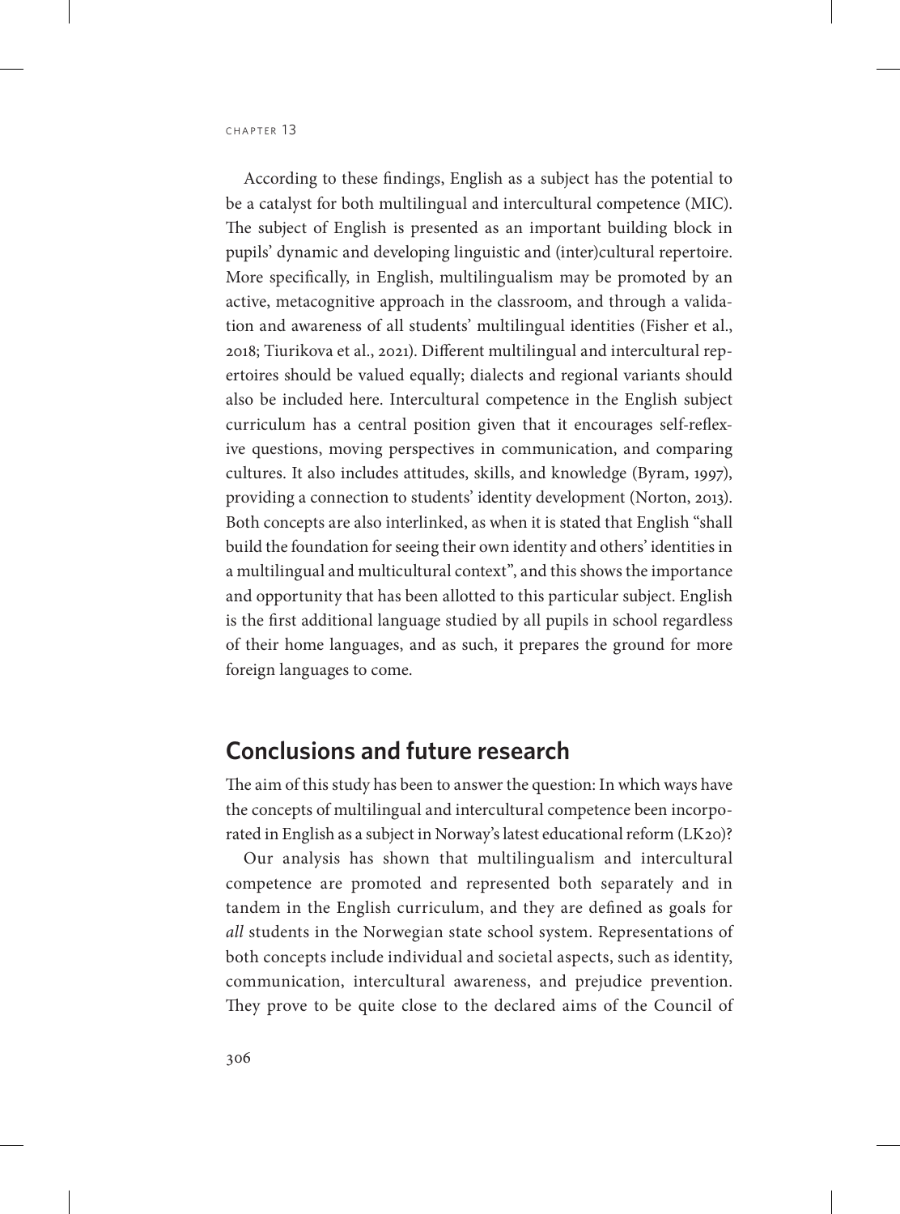According to these findings, English as a subject has the potential to be a catalyst for both multilingual and intercultural competence (MIC). The subject of English is presented as an important building block in pupils' dynamic and developing linguistic and (inter)cultural repertoire. More specifically, in English, multilingualism may be promoted by an active, metacognitive approach in the classroom, and through a validation and awareness of all students' multilingual identities (Fisher et al., 2018; Tiurikova et al., 2021). Different multilingual and intercultural repertoires should be valued equally; dialects and regional variants should also be included here. Intercultural competence in the English subject curriculum has a central position given that it encourages self-reflexive questions, moving perspectives in communication, and comparing cultures. It also includes attitudes, skills, and knowledge (Byram, 1997), providing a connection to students' identity development (Norton, 2013). Both concepts are also interlinked, as when it is stated that English "shall build the foundation for seeing their own identity and others' identities in a multilingual and multicultural context", and this shows the importance and opportunity that has been allotted to this particular subject. English is the first additional language studied by all pupils in school regardless of their home languages, and as such, it prepares the ground for more foreign languages to come.

## Conclusions and future research

The aim of this study has been to answer the question: In which ways have the concepts of multilingual and intercultural competence been incorporated in English as a subject in Norway's latest educational reform (LK20)?

Our analysis has shown that multilingualism and intercultural competence are promoted and represented both separately and in tandem in the English curriculum, and they are defined as goals for *all* students in the Norwegian state school system. Representations of both concepts include individual and societal aspects, such as identity, communication, intercultural awareness, and prejudice prevention. They prove to be quite close to the declared aims of the Council of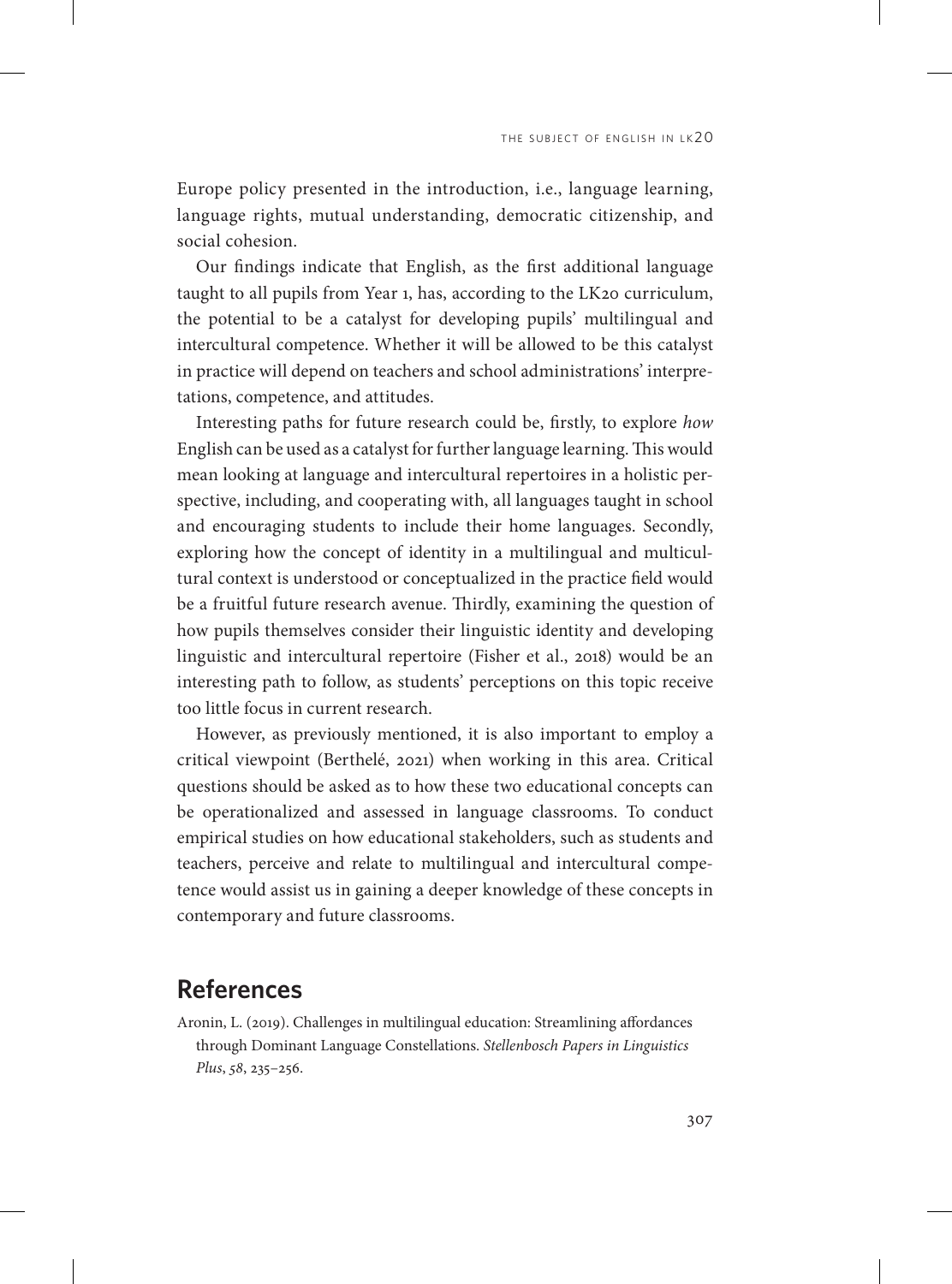Europe policy presented in the introduction, i.e., language learning, language rights, mutual understanding, democratic citizenship, and social cohesion.

Our findings indicate that English, as the first additional language taught to all pupils from Year 1, has, according to the LK20 curriculum, the potential to be a catalyst for developing pupils' multilingual and intercultural competence. Whether it will be allowed to be this catalyst in practice will depend on teachers and school administrations' interpretations, competence, and attitudes.

Interesting paths for future research could be, firstly, to explore *how* English can be used as a catalyst for further language learning. This would mean looking at language and intercultural repertoires in a holistic perspective, including, and cooperating with, all languages taught in school and encouraging students to include their home languages. Secondly, exploring how the concept of identity in a multilingual and multicultural context is understood or conceptualized in the practice field would be a fruitful future research avenue. Thirdly, examining the question of how pupils themselves consider their linguistic identity and developing linguistic and intercultural repertoire (Fisher et al., 2018) would be an interesting path to follow, as students' perceptions on this topic receive too little focus in current research.

However, as previously mentioned, it is also important to employ a critical viewpoint (Berthelé, 2021) when working in this area. Critical questions should be asked as to how these two educational concepts can be operationalized and assessed in language classrooms. To conduct empirical studies on how educational stakeholders, such as students and teachers, perceive and relate to multilingual and intercultural competence would assist us in gaining a deeper knowledge of these concepts in contemporary and future classrooms.

## References

Aronin, L. (2019). Challenges in multilingual education: Streamlining affordances through Dominant Language Constellations. *Stellenbosch Papers in Linguistics Plus*, *58*, 235–256.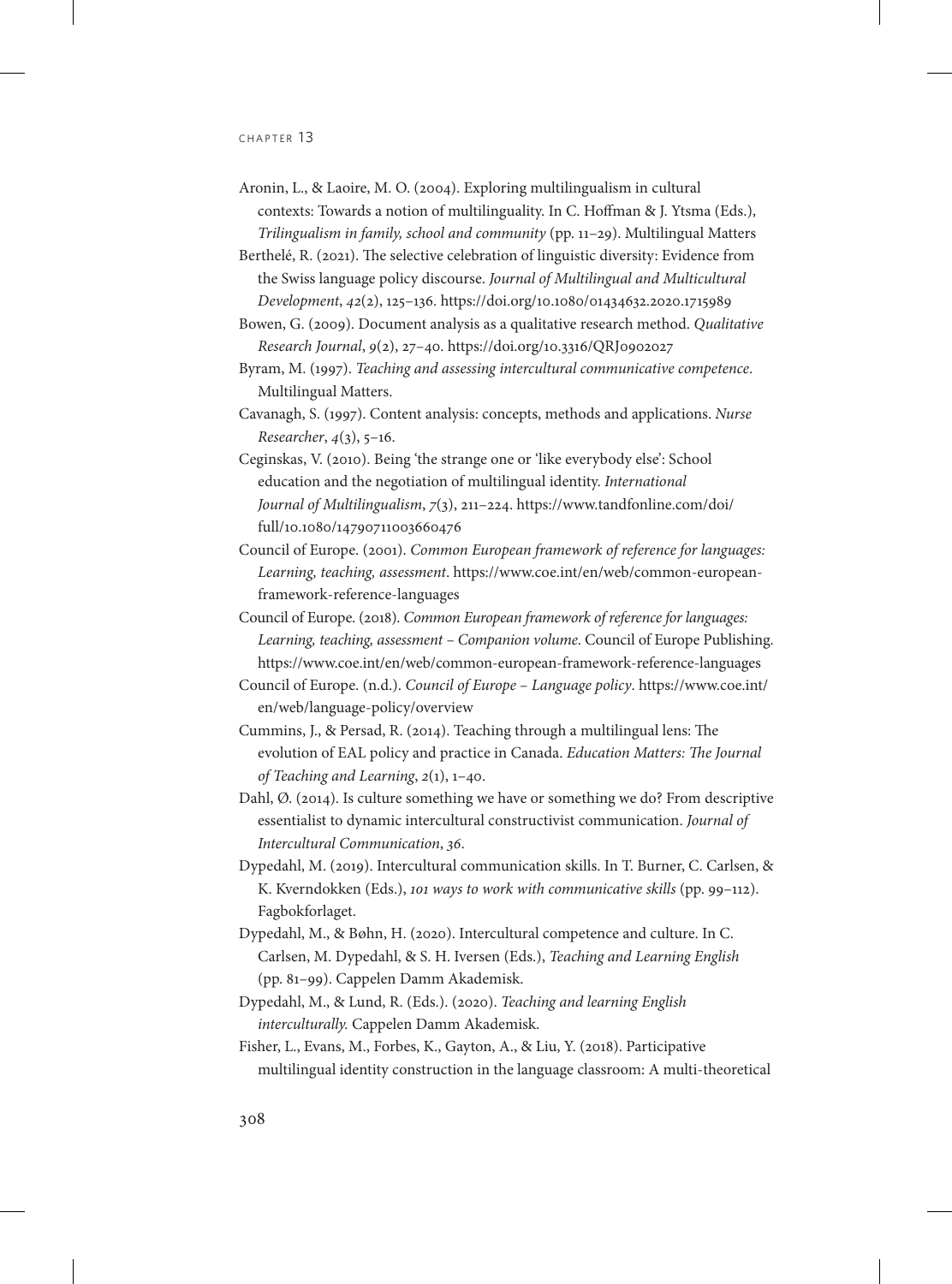Aronin, L., & Laoire, M. O. (2004). Exploring multilingualism in cultural contexts: Towards a notion of multilinguality. In C. Hoffman & J. Ytsma (Eds.), *Trilingualism in family, school and community* (pp. 11–29). Multilingual Matters

Berthelé, R. (2021). The selective celebration of linguistic diversity: Evidence from the Swiss language policy discourse. *Journal of Multilingual and Multicultural Development*, *42*(2), 125–136. https://doi.org/10.1080/01434632.2020.1715989

Bowen, G. (2009). Document analysis as a qualitative research method. *Qualitative Research Journal*, *9*(2), 27–40. https://doi.org/10.3316/QRJ0902027

Byram, M. (1997). *Teaching and assessing intercultural communicative competence*. Multilingual Matters.

Cavanagh, S. (1997). Content analysis: concepts, methods and applications. *Nurse Researcher*, *4*(3), 5–16.

Ceginskas, V. (2010). Being 'the strange one or 'like everybody else': School education and the negotiation of multilingual identity. *International Journal of Multilingualism*, *7*(3), 211–224. https://www.tandfonline.com/doi/full/10.1080/14790711003660476

Council of Europe. (2001). *Common European framework of reference for languages: Learning, teaching, assessment*. https://www.coe.int/en/web/common-european-framework-reference-languages

Council of Europe. (2018). *Common European framework of reference for languages: Learning, teaching, assessment – Companion volume*. Council of Europe Publishing. https://www.coe.int/en/web/common-european-framework-reference-languages

Council of Europe. (n.d.). *Council of Europe – Language policy*. https://www.coe.int/en/web/language-policy/overview

Cummins, J., & Persad, R. (2014). Teaching through a multilingual lens: The evolution of EAL policy and practice in Canada. *Education Matters: The Journal of Teaching and Learning*, *2*(1), 1–40.

Dahl, Ø. (2014). Is culture something we have or something we do? From descriptive essentialist to dynamic intercultural constructivist communication. *Journal of Intercultural Communication*, *36*.

Dypedahl, M. (2019). Intercultural communication skills. In T. Burner, C. Carlsen, & K. Kverndokken (Eds.), *101 ways to work with communicative skills* (pp. 99–112). Fagbokforlaget.

Dypedahl, M., & Bøhn, H. (2020). Intercultural competence and culture. In C. Carlsen, M. Dypedahl, & S. H. Iversen (Eds.), *Teaching and Learning English* (pp. 81–99). Cappelen Damm Akademisk.

Dypedahl, M., & Lund, R. (Eds.). (2020). *Teaching and learning English interculturally.* Cappelen Damm Akademisk.

Fisher, L., Evans, M., Forbes, K., Gayton, A., & Liu, Y. (2018). Participative multilingual identity construction in the language classroom: A multi-theoretical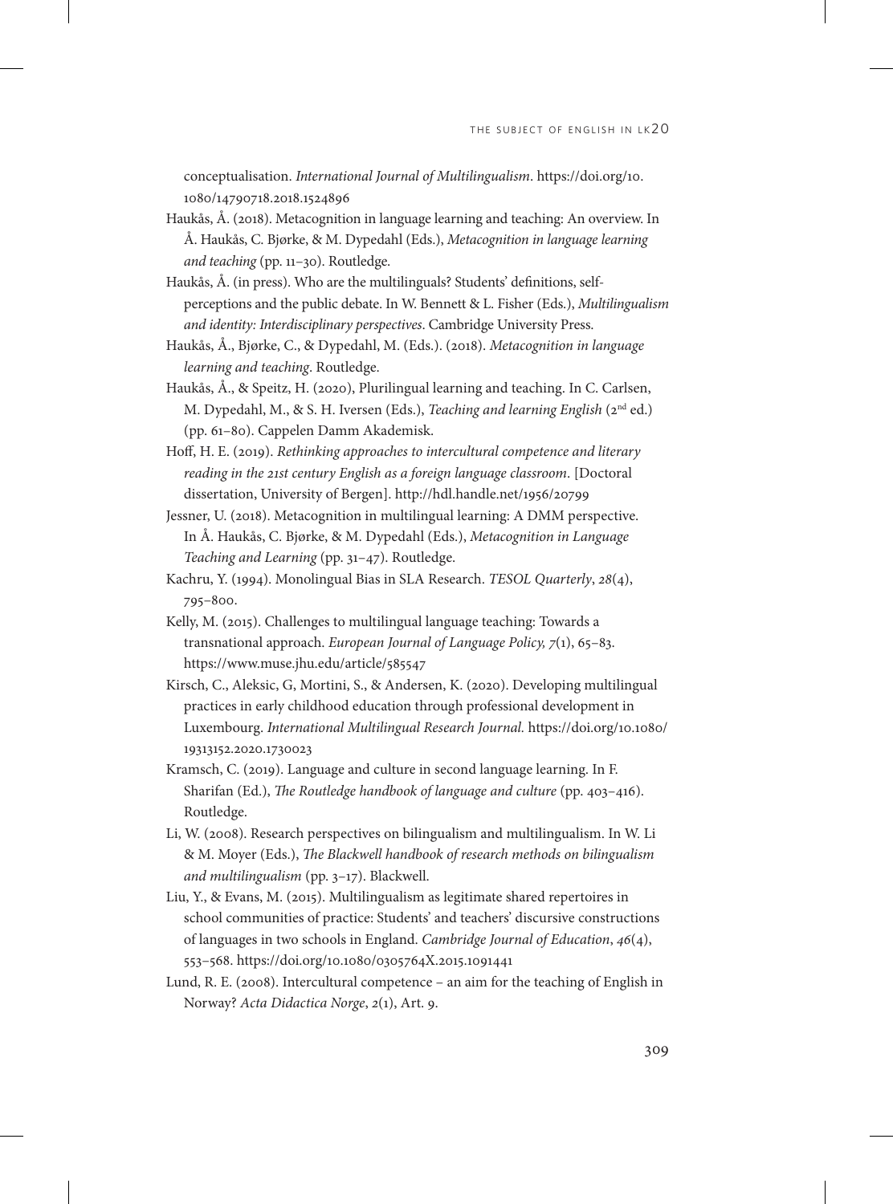conceptualisation. *International Journal of Multilingualism*. https://doi.org/10.1080/14790718.2018.1524896

Haukås, Å. (2018). Metacognition in language learning and teaching: An overview. In Å. Haukås, C. Bjørke, & M. Dypedahl (Eds.), *Metacognition in language learning and teaching* (pp. 11–30). Routledge.

Haukås, Å. (in press). Who are the multilinguals? Students' definitions, self-perceptions and the public debate. In W. Bennett & L. Fisher (Eds.), *Multilingualism and identity: Interdisciplinary perspectives*. Cambridge University Press.

Haukås, Å., Bjørke, C., & Dypedahl, M. (Eds.). (2018). *Metacognition in language learning and teaching*. Routledge.

Haukås, Å., & Speitz, H. (2020), Plurilingual learning and teaching. In C. Carlsen, M. Dypedahl, M., & S. H. Iversen (Eds.), *Teaching and learning English* (2nd ed.) (pp. 61–80). Cappelen Damm Akademisk.

Hoff, H. E. (2019). *Rethinking approaches to intercultural competence and literary reading in the 21st century English as a foreign language classroom*. [Doctoral dissertation, University of Bergen]. http://hdl.handle.net/1956/20799

Jessner, U. (2018). Metacognition in multilingual learning: A DMM perspective. In Å. Haukås, C. Bjørke, & M. Dypedahl (Eds.), *Metacognition in Language Teaching and Learning* (pp. 31–47). Routledge.

Kachru, Y. (1994). Monolingual Bias in SLA Research. *TESOL Quarterly*, *28*(4), 795–800.

Kelly, M. (2015). Challenges to multilingual language teaching: Towards a transnational approach. *European Journal of Language Policy, 7*(1), 65–83. https://www.muse.jhu.edu/article/585547

Kirsch, C., Aleksic, G, Mortini, S., & Andersen, K. (2020). Developing multilingual practices in early childhood education through professional development in Luxembourg. *International Multilingual Research Journal*. https://doi.org/10.1080/19313152.2020.1730023

Kramsch, C. (2019). Language and culture in second language learning. In F. Sharifan (Ed.), *The Routledge handbook of language and culture* (pp. 403–416). Routledge.

Li, W. (2008). Research perspectives on bilingualism and multilingualism. In W. Li & M. Moyer (Eds.), *The Blackwell handbook of research methods on bilingualism and multilingualism* (pp. 3–17). Blackwell.

Liu, Y., & Evans, M. (2015). Multilingualism as legitimate shared repertoires in school communities of practice: Students' and teachers' discursive constructions of languages in two schools in England. *Cambridge Journal of Education*, *46*(4), 553–568. https://doi.org/10.1080/0305764X.2015.1091441

Lund, R. E. (2008). Intercultural competence – an aim for the teaching of English in Norway? *Acta Didactica Norge*, *2*(1), Art. 9.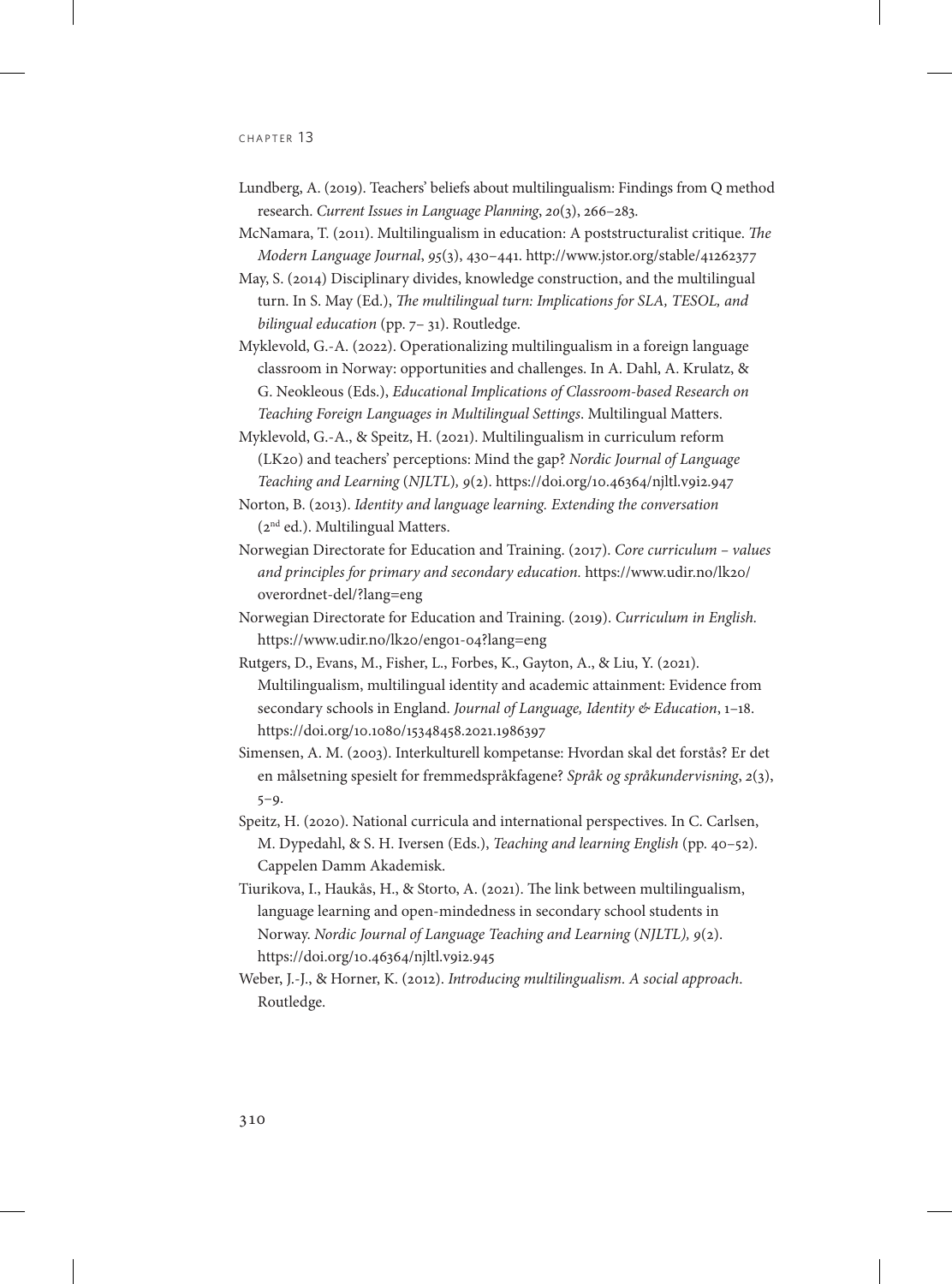Lundberg, A. (2019). Teachers' beliefs about multilingualism: Findings from Q method research. *Current Issues in Language Planning*, *20*(3), 266–283.

McNamara, T. (2011). Multilingualism in education: A poststructuralist critique. *The Modern Language Journal*, *95*(3), 430–441. http://www.jstor.org/stable/41262377

May, S. (2014) Disciplinary divides, knowledge construction, and the multilingual turn. In S. May (Ed.), *The multilingual turn: Implications for SLA, TESOL, and bilingual education* (pp. 7– 31). Routledge.

Myklevold, G.-A. (2022). Operationalizing multilingualism in a foreign language classroom in Norway: opportunities and challenges. In A. Dahl, A. Krulatz, & G. Neokleous (Eds.), *Educational Implications of Classroom-based Research on Teaching Foreign Languages in Multilingual Settings*. Multilingual Matters.

Myklevold, G.-A., & Speitz, H. (2021). Multilingualism in curriculum reform (LK20) and teachers' perceptions: Mind the gap? *Nordic Journal of Language Teaching and Learning* (*NJLTL*)*, 9*(2). https://doi.org/10.46364/njltl.v9i2.947

Norton, B. (2013). *Identity and language learning. Extending the conversation* (2nd ed.). Multilingual Matters.

Norwegian Directorate for Education and Training. (2017). *Core curriculum – values and principles for primary and secondary education.* https://www.udir.no/lk20/overordnet-del/?lang=eng

Norwegian Directorate for Education and Training. (2019). *Curriculum in English.* https://www.udir.no/lk20/eng01-04?lang=eng

Rutgers, D., Evans, M., Fisher, L., Forbes, K., Gayton, A., & Liu, Y. (2021). Multilingualism, multilingual identity and academic attainment: Evidence from secondary schools in England. *Journal of Language, Identity & Education*, 1–18. https://doi.org/10.1080/15348458.2021.1986397

Simensen, A. M. (2003). Interkulturell kompetanse: Hvordan skal det forstås? Er det en målsetning spesielt for fremmedspråkfagene? *Språk og språkundervisning*, *2*(3), 5–9.

Speitz, H. (2020). National curricula and international perspectives. In C. Carlsen, M. Dypedahl, & S. H. Iversen (Eds.), *Teaching and learning English* (pp. 40–52). Cappelen Damm Akademisk.

Tiurikova, I., Haukås, H., & Storto, A. (2021). The link between multilingualism, language learning and open-mindedness in secondary school students in Norway. *Nordic Journal of Language Teaching and Learning* (*NJLTL*)*, 9*(2). https://doi.org/10.46364/njltl.v9i2.945

Weber, J.-J., & Horner, K. (2012). *Introducing multilingualism. A social approach*. Routledge.